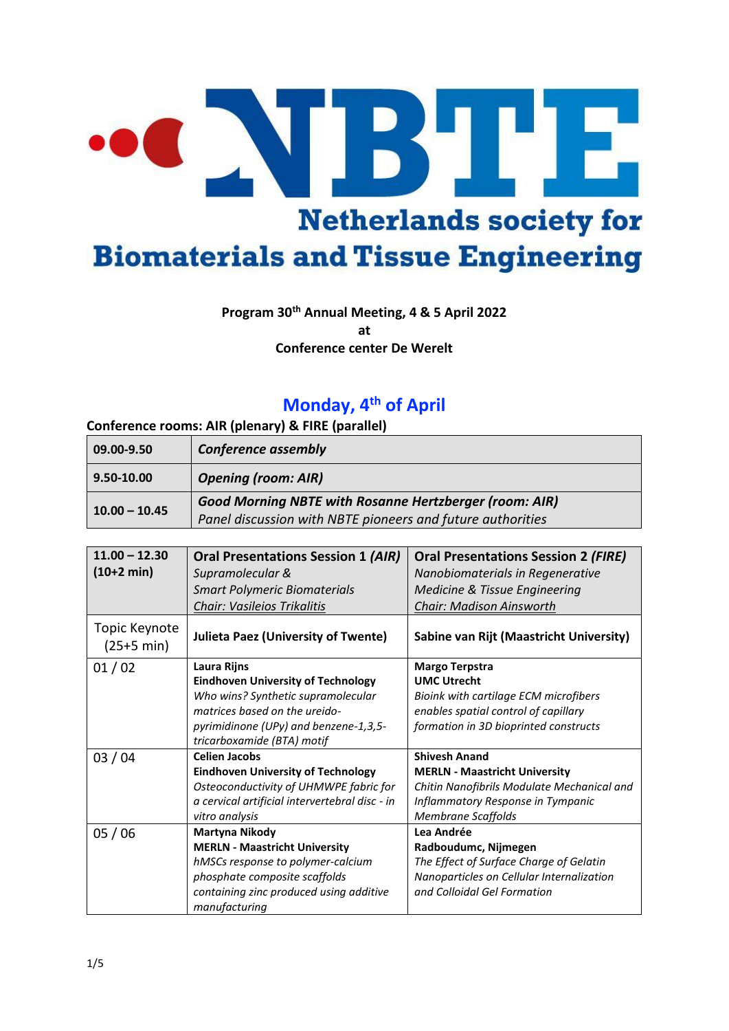# NBTE

## Netherlands society for Biomaterials and Tissue Engineering

**Program 30th Annual Meeting, 4 & 5 April 2022**
**at**
**Conference center De Werelt**

## Monday, 4th of April

**Conference rooms: AIR (plenary) & FIRE (parallel)**

| | |
|---|---|
| **09.00-9.50** | ***Conference assembly*** |
| **9.50-10.00** | ***Opening (room: AIR)*** |
| **10.00 – 10.45** | ***Good Morning NBTE with Rosanne Hertzberger (room: AIR)***<br>*Panel discussion with NBTE pioneers and future authorities* |

| **11.00 – 12.30 (10+2 min)** | **Oral Presentations Session 1 *(AIR)***<br>*Supramolecular & Smart Polymeric Biomaterials*<br>*Chair: Vasileios Trikalitis* | **Oral Presentations Session 2 *(FIRE)***<br>*Nanobiomaterials in Regenerative Medicine & Tissue Engineering*<br>*Chair: Madison Ainsworth* |
|---|---|---|
| Topic Keynote (25+5 min) | **Julieta Paez (University of Twente)** | **Sabine van Rijt (Maastricht University)** |
| 01 / 02 | **Laura Rijns**<br>**Eindhoven University of Technology**<br>*Who wins? Synthetic supramolecular matrices based on the ureido-pyrimidinone (UPy) and benzene-1,3,5-tricarboxamide (BTA) motif* | **Margo Terpstra**<br>**UMC Utrecht**<br>*Bioink with cartilage ECM microfibers enables spatial control of capillary formation in 3D bioprinted constructs* |
| 03 / 04 | **Celien Jacobs**<br>**Eindhoven University of Technology**<br>*Osteoconductivity of UHMWPE fabric for a cervical artificial intervertebral disc - in vitro analysis* | **Shivesh Anand**<br>**MERLN - Maastricht University**<br>*Chitin Nanofibrils Modulate Mechanical and Inflammatory Response in Tympanic Membrane Scaffolds* |
| 05 / 06 | **Martyna Nikody**<br>**MERLN - Maastricht University**<br>*hMSCs response to polymer-calcium phosphate composite scaffolds containing zinc produced using additive manufacturing* | **Lea Andrée**<br>**Radboudumc, Nijmegen**<br>*The Effect of Surface Charge of Gelatin Nanoparticles on Cellular Internalization and Colloidal Gel Formation* |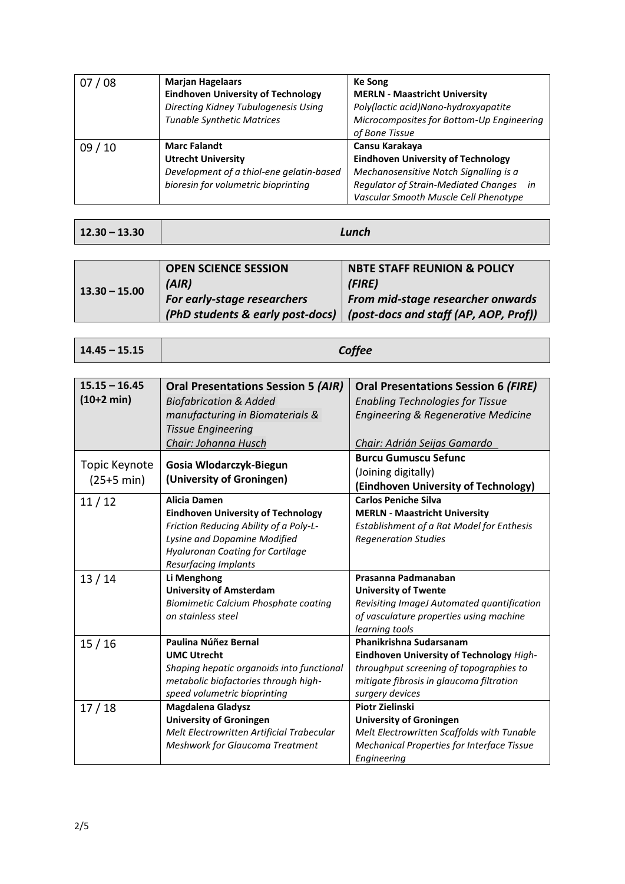| 07 / 08 | **Marjan Hagelaars**<br>**Eindhoven University of Technology**<br>*Directing Kidney Tubulogenesis Using Tunable Synthetic Matrices* | **Ke Song**<br>**MERLN - Maastricht University**<br>*Poly(lactic acid)Nano-hydroxyapatite Microcomposites for Bottom-Up Engineering of Bone Tissue* |
|---|---|---|
| 09 / 10 | **Marc Falandt**<br>**Utrecht University**<br>*Development of a thiol-ene gelatin-based bioresin for volumetric bioprinting* | **Cansu Karakaya**<br>**Eindhoven University of Technology**<br>*Mechanosensitive Notch Signalling is a Regulator of Strain-Mediated Changes in Vascular Smooth Muscle Cell Phenotype* |

| **12.30 – 13.30** | ***Lunch*** |
|---|---|

| **13.30 – 15.00** | **OPEN SCIENCE SESSION (AIR)**<br>***For early-stage researchers (PhD students & early post-docs)*** | **NBTE STAFF REUNION & POLICY (FIRE)**<br>***From mid-stage researcher onwards (post-docs and staff (AP, AOP, Prof))*** |
|---|---|---|

| **14.45 – 15.15** | ***Coffee*** |
|---|---|

| **15.15 – 16.45 (10+2 min)** | **Oral Presentations Session 5 *(AIR)***<br>*Biofabrication & Added manufacturing in Biomaterials & Tissue Engineering*<br>*Chair: Johanna Husch* | **Oral Presentations Session 6 *(FIRE)***<br>*Enabling Technologies for Tissue Engineering & Regenerative Medicine*<br>*Chair: Adrián Seijas Gamardo* |
|---|---|---|
| Topic Keynote (25+5 min) | **Gosia Wlodarczyk-Biegun (University of Groningen)** | **Burcu Gumuscu Sefunc**<br>(Joining digitally)<br>**(Eindhoven University of Technology)** |
| 11 / 12 | **Alicia Damen**<br>**Eindhoven University of Technology**<br>*Friction Reducing Ability of a Poly-L-Lysine and Dopamine Modified Hyaluronan Coating for Cartilage Resurfacing Implants* | **Carlos Peniche Silva**<br>**MERLN - Maastricht University**<br>*Establishment of a Rat Model for Enthesis Regeneration Studies* |
| 13 / 14 | **Li Menghong**<br>**University of Amsterdam**<br>*Biomimetic Calcium Phosphate coating on stainless steel* | **Prasanna Padmanaban**<br>**University of Twente**<br>*Revisiting ImageJ Automated quantification of vasculature properties using machine learning tools* |
| 15 / 16 | **Paulina Núñez Bernal**<br>**UMC Utrecht**<br>*Shaping hepatic organoids into functional metabolic biofactories through high-speed volumetric bioprinting* | **Phanikrishna Sudarsanam**<br>**Eindhoven University of Technology** *High-throughput screening of topographies to mitigate fibrosis in glaucoma filtration surgery devices* |
| 17 / 18 | **Magdalena Gladysz**<br>**University of Groningen**<br>*Melt Electrowritten Artificial Trabecular Meshwork for Glaucoma Treatment* | **Piotr Zielinski**<br>**University of Groningen**<br>*Melt Electrowritten Scaffolds with Tunable Mechanical Properties for Interface Tissue Engineering* |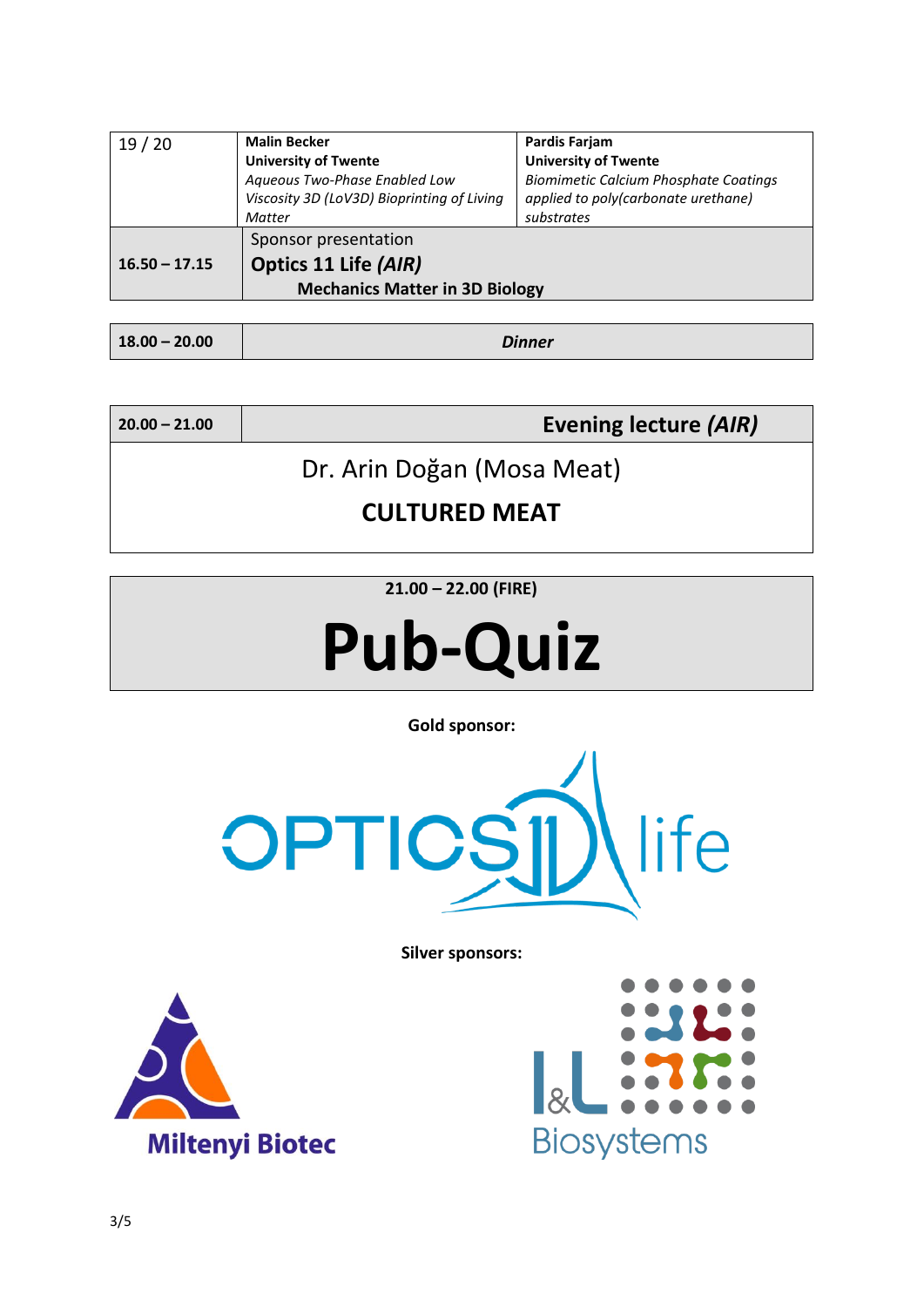| 19 / 20 | **Malin Becker**<br>**University of Twente**<br>*Aqueous Two-Phase Enabled Low Viscosity 3D (LoV3D) Bioprinting of Living Matter* | **Pardis Farjam**<br>**University of Twente**<br>*Biomimetic Calcium Phosphate Coatings applied to poly(carbonate urethane) substrates* |
|---|---|---|
| **16.50 – 17.15** | Sponsor presentation<br>**Optics 11 Life *(AIR)***<br>**Mechanics Matter in 3D Biology** | |

| **18.00 – 20.00** | ***Dinner*** |
|---|---|

| **20.00 – 21.00** | **Evening lecture *(AIR)*** |
|---|---|
| Dr. Arin Doğan (Mosa Meat)<br>**CULTURED MEAT** | |

**21.00 – 22.00 (FIRE)**

# Pub-Quiz

**Gold sponsor:**

OPTICS11 life

**Silver sponsors:**

Miltenyi Biotec

I&L Biosystems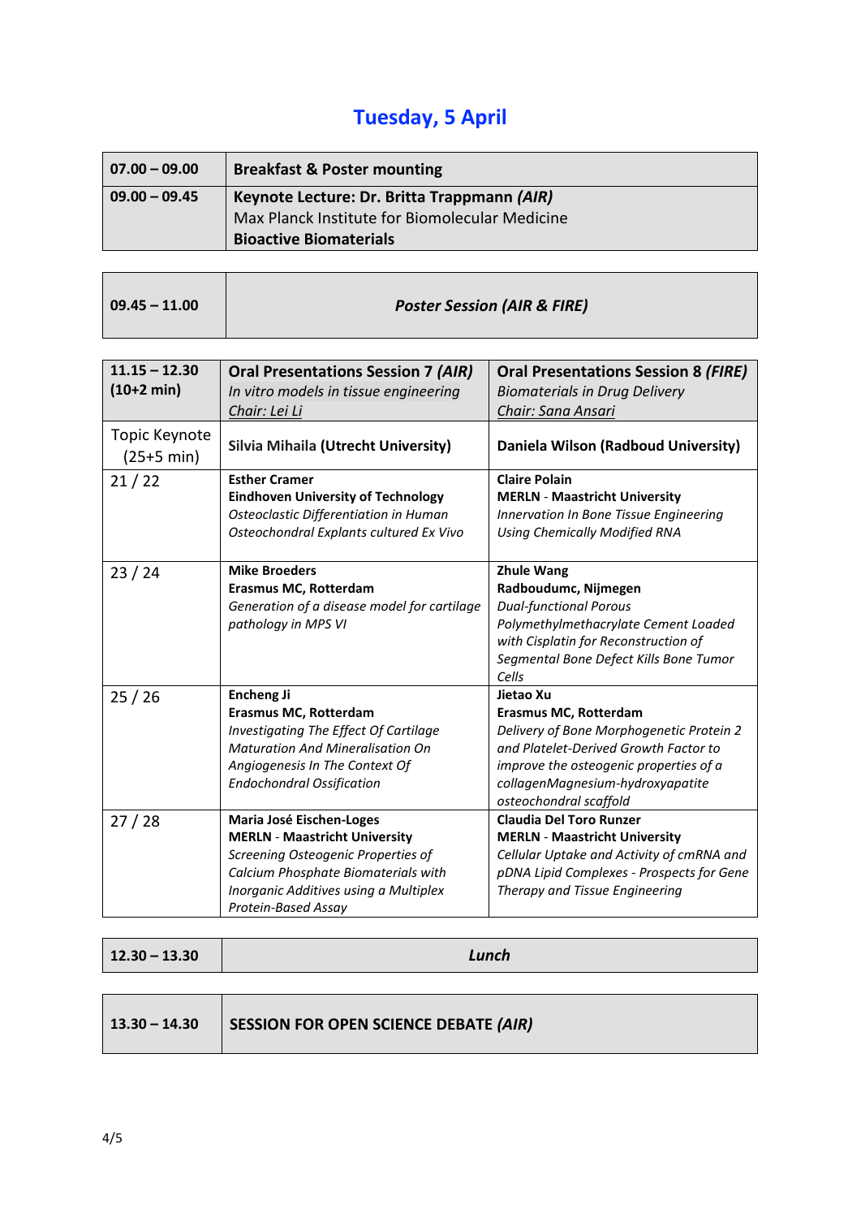# Tuesday, 5 April

| 07.00 – 09.00 | **Breakfast & Poster mounting** |
| --- | --- |
| 09.00 – 09.45 | **Keynote Lecture: Dr. Britta Trappmann *(AIR)***<br>Max Planck Institute for Biomolecular Medicine<br>**Bioactive Biomaterials** |

| 09.45 – 11.00 | ***Poster Session (AIR & FIRE)*** |
| --- | --- |

| 11.15 – 12.30<br>(10+2 min) | **Oral Presentations Session 7 *(AIR)***<br>*In vitro models in tissue engineering*<br>*Chair: Lei Li* | **Oral Presentations Session 8 *(FIRE)***<br>*Biomaterials in Drug Delivery*<br>*Chair: Sana Ansari* |
| --- | --- | --- |
| Topic Keynote<br>(25+5 min) | **Silvia Mihaila (Utrecht University)** | **Daniela Wilson (Radboud University)** |
| 21 / 22 | **Esther Cramer**<br>**Eindhoven University of Technology**<br>*Osteoclastic Differentiation in Human Osteochondral Explants cultured Ex Vivo* | **Claire Polain**<br>**MERLN - Maastricht University**<br>*Innervation In Bone Tissue Engineering Using Chemically Modified RNA* |
| 23 / 24 | **Mike Broeders**<br>**Erasmus MC, Rotterdam**<br>*Generation of a disease model for cartilage pathology in MPS VI* | **Zhule Wang**<br>**Radboudumc, Nijmegen**<br>*Dual-functional Porous Polymethylmethacrylate Cement Loaded with Cisplatin for Reconstruction of Segmental Bone Defect Kills Bone Tumor Cells* |
| 25 / 26 | **Encheng Ji**<br>**Erasmus MC, Rotterdam**<br>*Investigating The Effect Of Cartilage Maturation And Mineralisation On Angiogenesis In The Context Of Endochondral Ossification* | **Jietao Xu**<br>**Erasmus MC, Rotterdam**<br>*Delivery of Bone Morphogenetic Protein 2 and Platelet-Derived Growth Factor to improve the osteogenic properties of a collagenMagnesium-hydroxyapatite osteochondral scaffold* |
| 27 / 28 | **Maria José Eischen-Loges**<br>**MERLN - Maastricht University**<br>*Screening Osteogenic Properties of Calcium Phosphate Biomaterials with Inorganic Additives using a Multiplex Protein-Based Assay* | **Claudia Del Toro Runzer**<br>**MERLN - Maastricht University**<br>*Cellular Uptake and Activity of cmRNA and pDNA Lipid Complexes - Prospects for Gene Therapy and Tissue Engineering* |

| 12.30 – 13.30 | ***Lunch*** |
| --- | --- |

| 13.30 – 14.30 | **SESSION FOR OPEN SCIENCE DEBATE *(AIR)*** |
| --- | --- |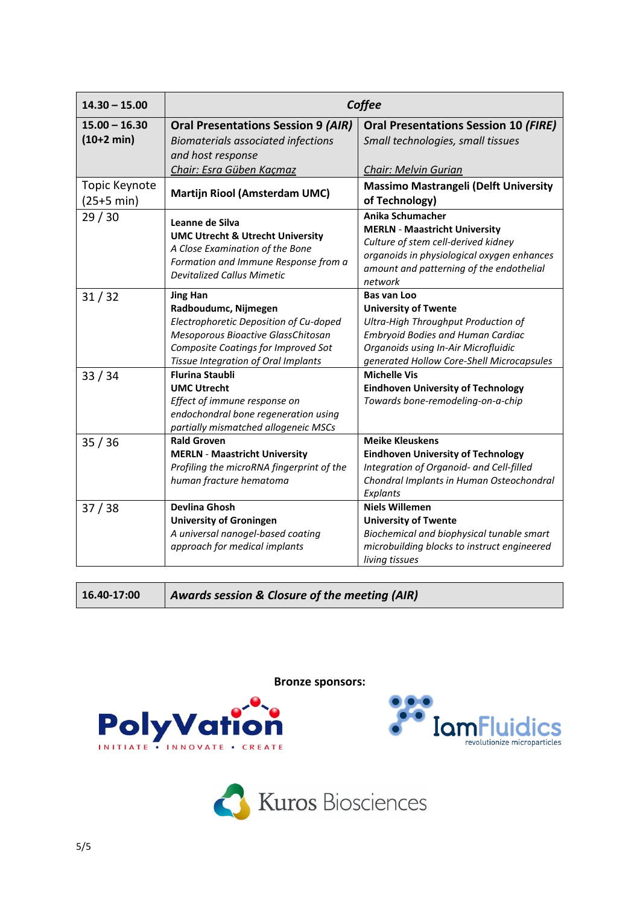| | | |
|---|---|---|
| **14.30 – 15.00** | ***Coffee*** | |
| **15.00 – 16.30 (10+2 min)** | **Oral Presentations Session 9 *(AIR)***<br>*Biomaterials associated infections and host response*<br>*Chair: Esra Güben Kaçmaz* | **Oral Presentations Session 10 *(FIRE)***<br>*Small technologies, small tissues*<br>*Chair: Melvin Gurian* |
| Topic Keynote (25+5 min) | **Martijn Riool (Amsterdam UMC)** | **Massimo Mastrangeli (Delft University of Technology)** |
| 29 / 30 | **Leanne de Silva**<br>**UMC Utrecht & Utrecht University**<br>*A Close Examination of the Bone Formation and Immune Response from a Devitalized Callus Mimetic* | **Anika Schumacher**<br>**MERLN - Maastricht University**<br>*Culture of stem cell-derived kidney organoids in physiological oxygen enhances amount and patterning of the endothelial network* |
| 31 / 32 | **Jing Han**<br>**Radboudumc, Nijmegen**<br>*Electrophoretic Deposition of Cu-doped Mesoporous Bioactive GlassChitosan Composite Coatings for Improved Sot Tissue Integration of Oral Implants* | **Bas van Loo**<br>**University of Twente**<br>*Ultra-High Throughput Production of Embryoid Bodies and Human Cardiac Organoids using In-Air Microfluidic generated Hollow Core-Shell Microcapsules* |
| 33 / 34 | **Flurina Staubli**<br>**UMC Utrecht**<br>*Effect of immune response on endochondral bone regeneration using partially mismatched allogeneic MSCs* | **Michelle Vis**<br>**Eindhoven University of Technology**<br>*Towards bone-remodeling-on-a-chip* |
| 35 / 36 | **Rald Groven**<br>**MERLN - Maastricht University**<br>*Profiling the microRNA fingerprint of the human fracture hematoma* | **Meike Kleuskens**<br>**Eindhoven University of Technology**<br>*Integration of Organoid- and Cell-filled Chondral Implants in Human Osteochondral Explants* |
| 37 / 38 | **Devlina Ghosh**<br>**University of Groningen**<br>*A universal nanogel-based coating approach for medical implants* | **Niels Willemen**<br>**University of Twente**<br>*Biochemical and biophysical tunable smart microbuilding blocks to instruct engineered living tissues* |

| | |
|---|---|
| **16.40-17:00** | ***Awards session & Closure of the meeting (AIR)*** |

**Bronze sponsors:**

PolyVation
INITIATE • INNOVATE • CREATE

IamFluidics
revolutionize microparticles

Kuros Biosciences